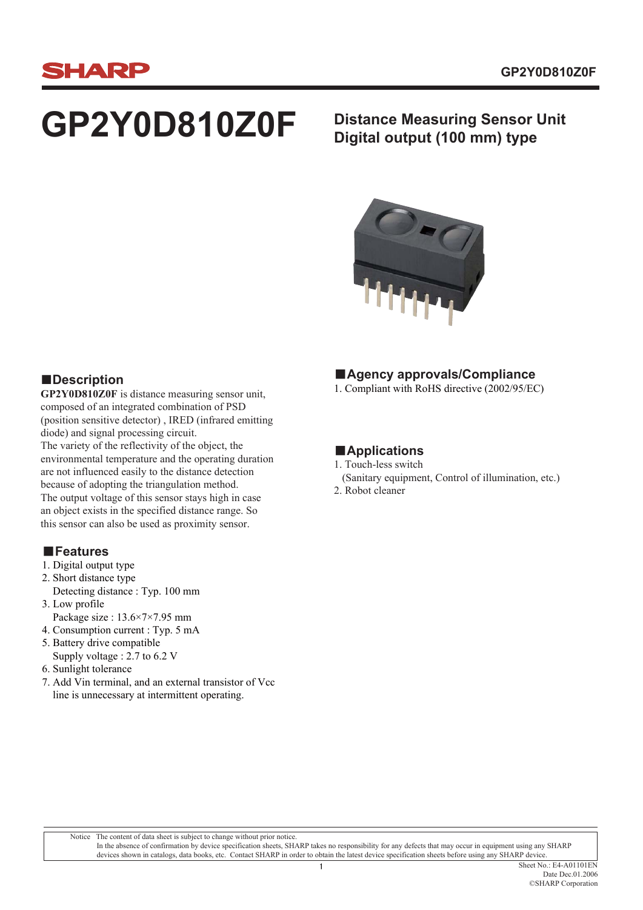# GP2Y0D810Z0F

## Distance Measuring Sensor Unit Digital output (100 mm) type

## ■Description

**GP2Y0D810Z0F** is distance measuring sensor unit, composed of an integrated combination of PSD (position sensitive detector) , IRED (infrared emitting diode) and signal processing circuit.
The variety of the reflectivity of the object, the environmental temperature and the operating duration are not influenced easily to the distance detection because of adopting the triangulation method.
The output voltage of this sensor stays high in case an object exists in the specified distance range. So this sensor can also be used as proximity sensor.

## ■Features

1. Digital output type
2. Short distance type
   Detecting distance : Typ. 100 mm
3. Low profile
   Package size : 13.6×7×7.95 mm
4. Consumption current : Typ. 5 mA
5. Battery drive compatible
   Supply voltage : 2.7 to 6.2 V
6. Sunlight tolerance
7. Add Vin terminal, and an external transistor of Vcc line is unnecessary at intermittent operating.

## ■Agency approvals/Compliance

1. Compliant with RoHS directive (2002/95/EC)

## ■Applications

1. Touch-less switch
   (Sanitary equipment, Control of illumination, etc.)
2. Robot cleaner

Notice The content of data sheet is subject to change without prior notice.
In the absence of confirmation by device specification sheets, SHARP takes no responsibility for any defects that may occur in equipment using any SHARP devices shown in catalogs, data books, etc. Contact SHARP in order to obtain the latest device specification sheets before using any SHARP device.

Sheet No.: E4-A01101EN
Date Dec.01.2006
©SHARP Corporation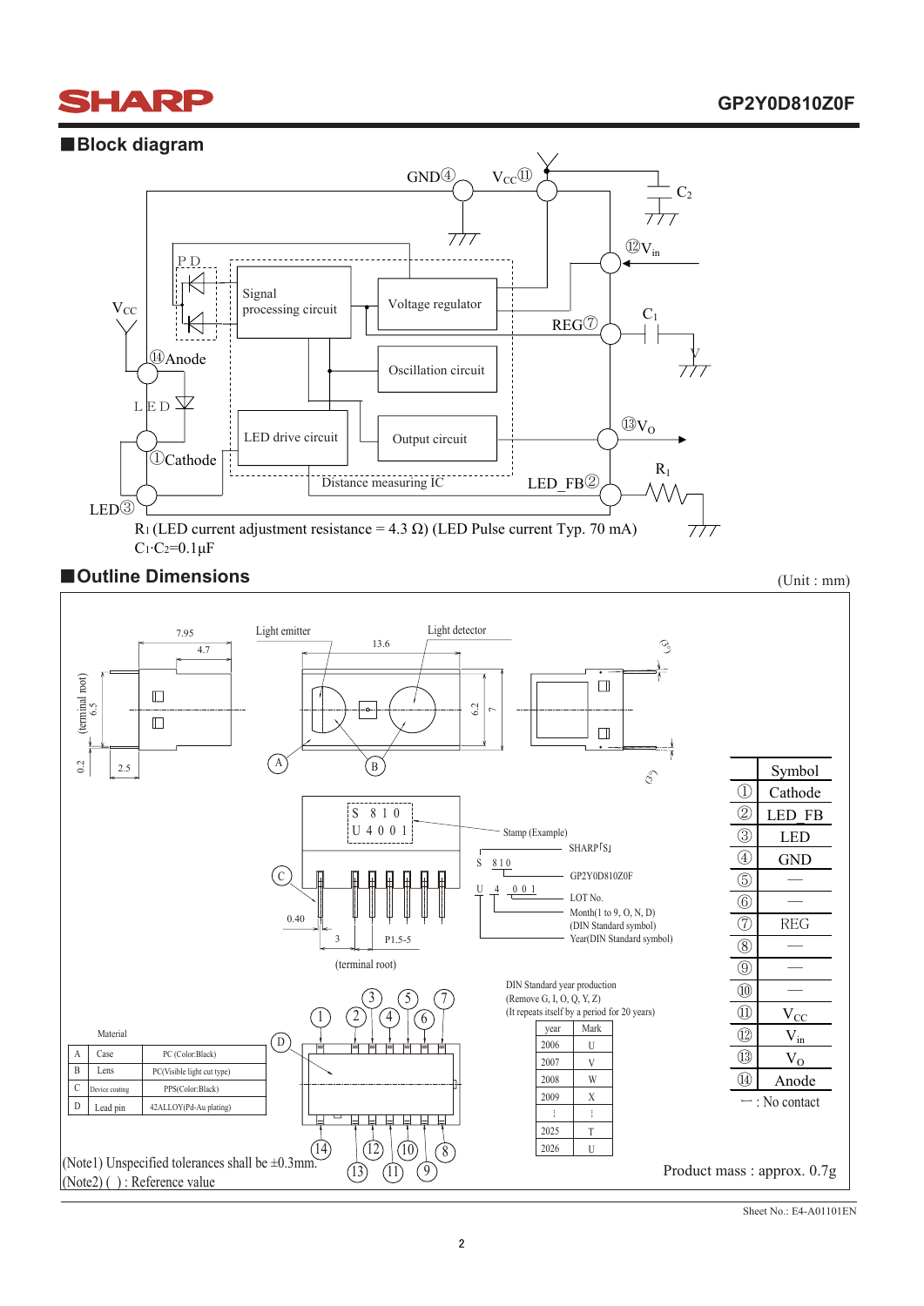## ■Block diagram

GND④ VCC⑪ C2

⑫Vin

REG⑦ C1

⑬VO

LED_FB② R1

PD · Signal processing circuit · Voltage regulator · Oscillation circuit · LED drive circuit · Output circuit · Distance measuring IC

VCC · ⑭Anode · LED · ①Cathode · LED③

$R_1$ (LED current adjustment resistance = 4.3 Ω) (LED Pulse current Typ. 70 mA)
$C_1 \cdot C_2 = 0.1\mu F$

## ■Outline Dimensions

(Unit : mm)

Light emitter · Light detector · 7.95 · 4.7 · 13.6 · 6.5 (terminal root) · 6.2 · 7 · 0.2 · 2.5 · (3) · (3) · A · B

Stamp (Example): S 8 1 0 / U 4 0 0 1

- SHARP「S」
- S 810 : GP2Y0D810Z0F
- U 4 001 : LOT No.
- Month(1 to 9, O, N, D) (DIN Standard symbol)
- Year(DIN Standard symbol)

C · 0.40 · 3 · P1.5-5 · (terminal root) · D

DIN Standard year production
(Remove G, I, O, Q, Y, Z)
(It repeats itself by a period for 20 years)

| year | Mark |
|---|---|
| 2006 | U |
| 2007 | V |
| 2008 | W |
| 2009 | X |
| ⋮ | ⋮ |
| 2025 | T |
| 2026 | U |

Material

| | | |
|---|---|---|
| A | Case | PC (Color:Black) |
| B | Lens | PC(Visible light cut type) |
| C | Device coating | PPS(Color:Black) |
| D | Lead pin | 42ALLOY(Pd-Au plating) |

| | Symbol |
|---|---|
| ① | Cathode |
| ② | LED_FB |
| ③ | LED |
| ④ | GND |
| ⑤ | — |
| ⑥ | — |
| ⑦ | REG |
| ⑧ | — |
| ⑨ | — |
| ⑩ | — |
| ⑪ | $V_{CC}$ |
| ⑫ | $V_{in}$ |
| ⑬ | $V_O$ |
| ⑭ | Anode |

— : No contact

(Note1) Unspecified tolerances shall be ±0.3mm.
(Note2) ( ) : Reference value

Product mass : approx. 0.7g

Sheet No.: E4-A01101EN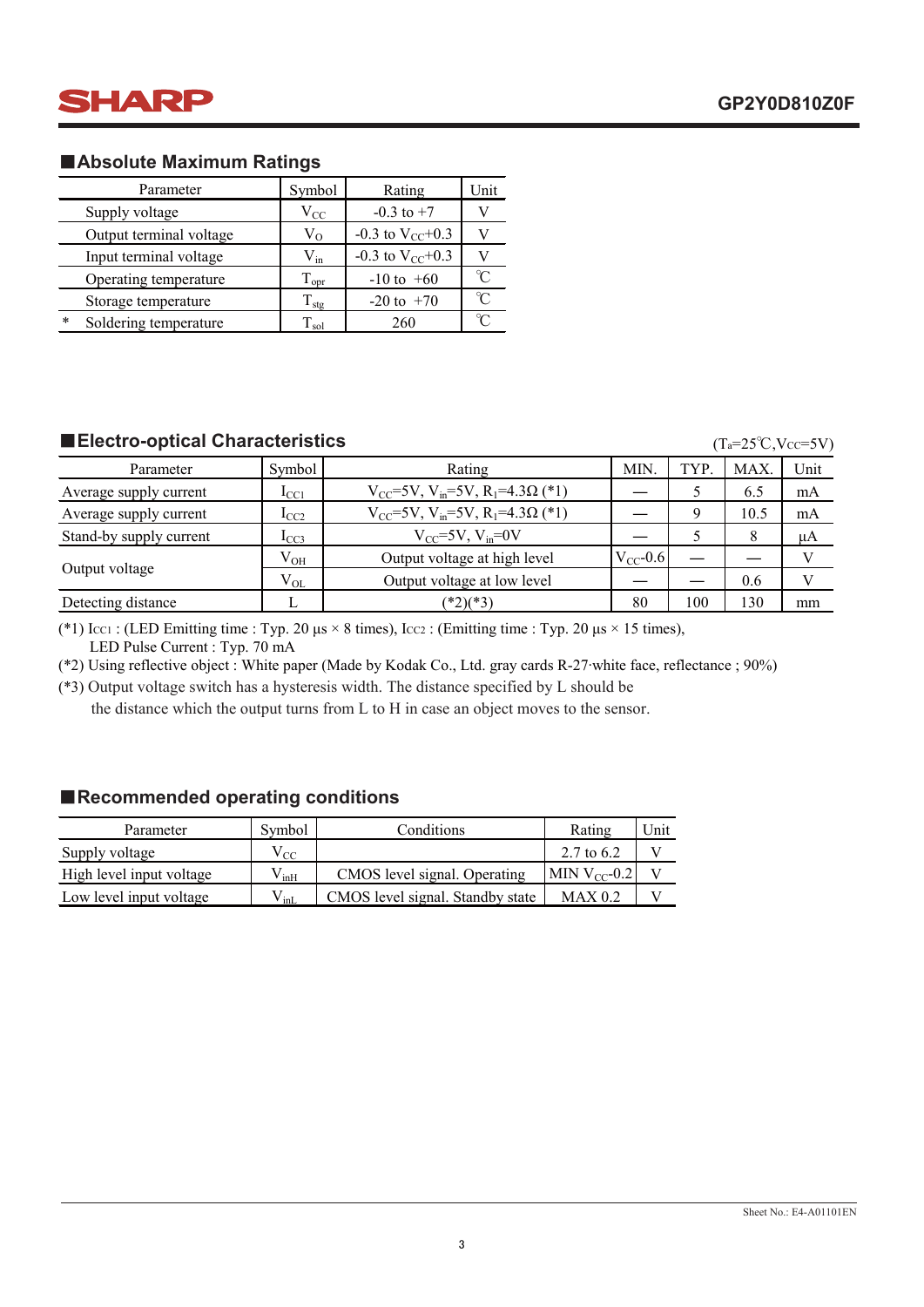## ■Absolute Maximum Ratings

| | Parameter | Symbol | Rating | Unit |
|---|---|---|---|---|
| | Supply voltage | $V_{CC}$ | -0.3 to +7 | V |
| | Output terminal voltage | $V_O$ | -0.3 to $V_{CC}$+0.3 | V |
| | Input terminal voltage | $V_{in}$ | -0.3 to $V_{CC}$+0.3 | V |
| | Operating temperature | $T_{opr}$ | -10 to +60 | ℃ |
| | Storage temperature | $T_{stg}$ | -20 to +70 | ℃ |
| * | Soldering temperature | $T_{sol}$ | 260 | ℃ |

## ■Electro-optical Characteristics

($T_a$=25℃,$V_{CC}$=5V)

| Parameter | Symbol | Rating | MIN. | TYP. | MAX. | Unit |
|---|---|---|---|---|---|---|
| Average supply current | $I_{CC1}$ | $V_{CC}$=5V, $V_{in}$=5V, $R_1$=4.3Ω (*1) | — | 5 | 6.5 | mA |
| Average supply current | $I_{CC2}$ | $V_{CC}$=5V, $V_{in}$=5V, $R_1$=4.3Ω (*1) | — | 9 | 10.5 | mA |
| Stand-by supply current | $I_{CC3}$ | $V_{CC}$=5V, $V_{in}$=0V | — | 5 | 8 | μA |
| Output voltage | $V_{OH}$ | Output voltage at high level | $V_{CC}$-0.6 | — | — | V |
| | $V_{OL}$ | Output voltage at low level | — | — | 0.6 | V |
| Detecting distance | L | (*2)(*3) | 80 | 100 | 130 | mm |

(*1) $I_{CC1}$ : (LED Emitting time : Typ. 20 μs × 8 times), $I_{CC2}$ : (Emitting time : Typ. 20 μs × 15 times),
LED Pulse Current : Typ. 70 mA

(*2) Using reflective object : White paper (Made by Kodak Co., Ltd. gray cards R-27·white face, reflectance ; 90%)

(*3) Output voltage switch has a hysteresis width. The distance specified by L should be the distance which the output turns from L to H in case an object moves to the sensor.

## ■Recommended operating conditions

| Parameter | Symbol | Conditions | Rating | Unit |
|---|---|---|---|---|
| Supply voltage | $V_{CC}$ | | 2.7 to 6.2 | V |
| High level input voltage | $V_{inH}$ | CMOS level signal. Operating | MIN $V_{CC}$-0.2 | V |
| Low level input voltage | $V_{inL}$ | CMOS level signal. Standby state | MAX 0.2 | V |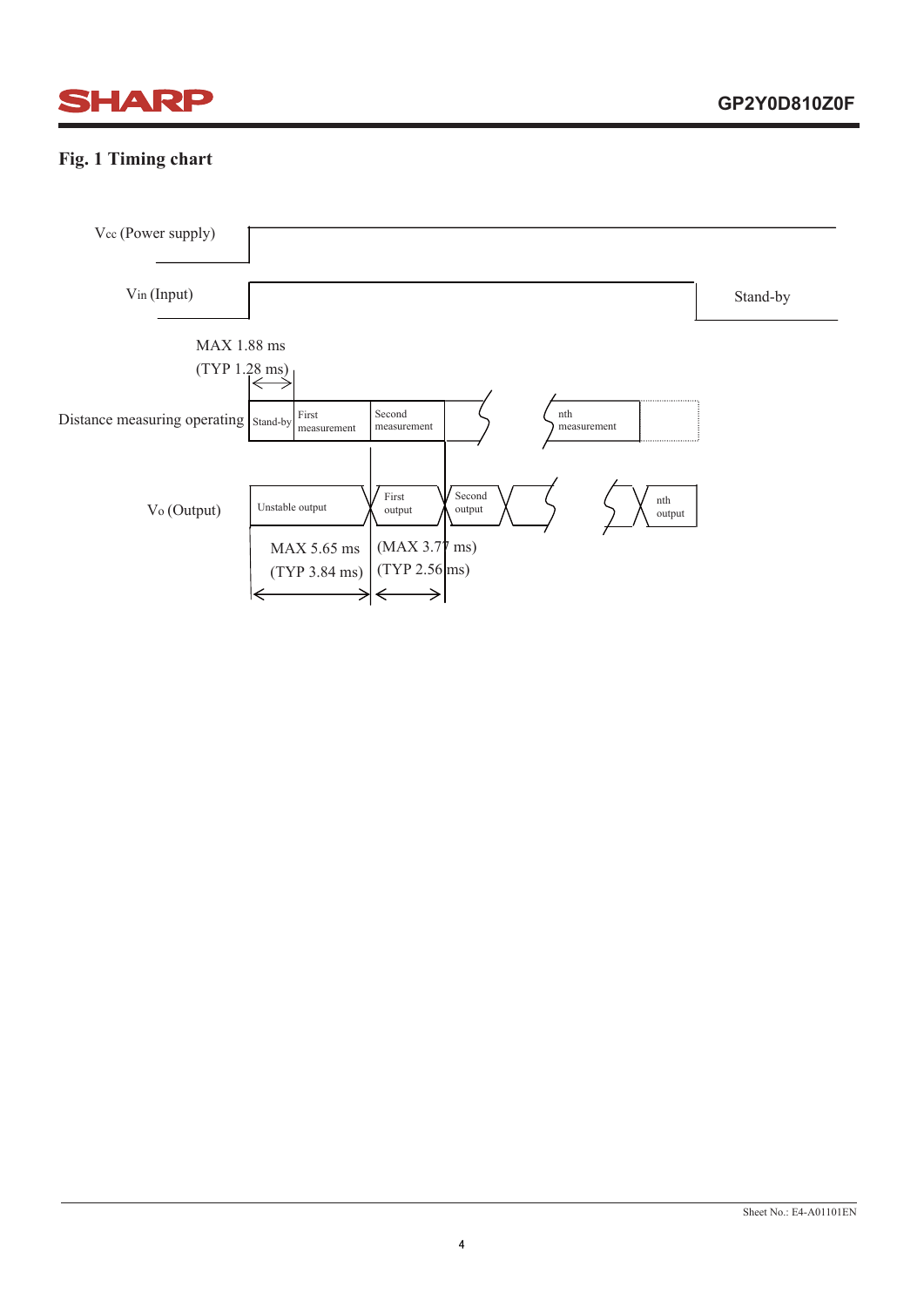### Fig. 1 Timing chart

$V_{cc}$ (Power supply)

$V_{in}$ (Input)

Stand-by

MAX 1.88 ms
(TYP 1.28 ms)

Distance measuring operating

Stand-by | First measurement | Second measurement | nth measurement

$V_o$ (Output)

Unstable output | First output | Second output | nth output

MAX 5.65 ms
(TYP 3.84 ms)

(MAX 3.77 ms)
(TYP 2.56 ms)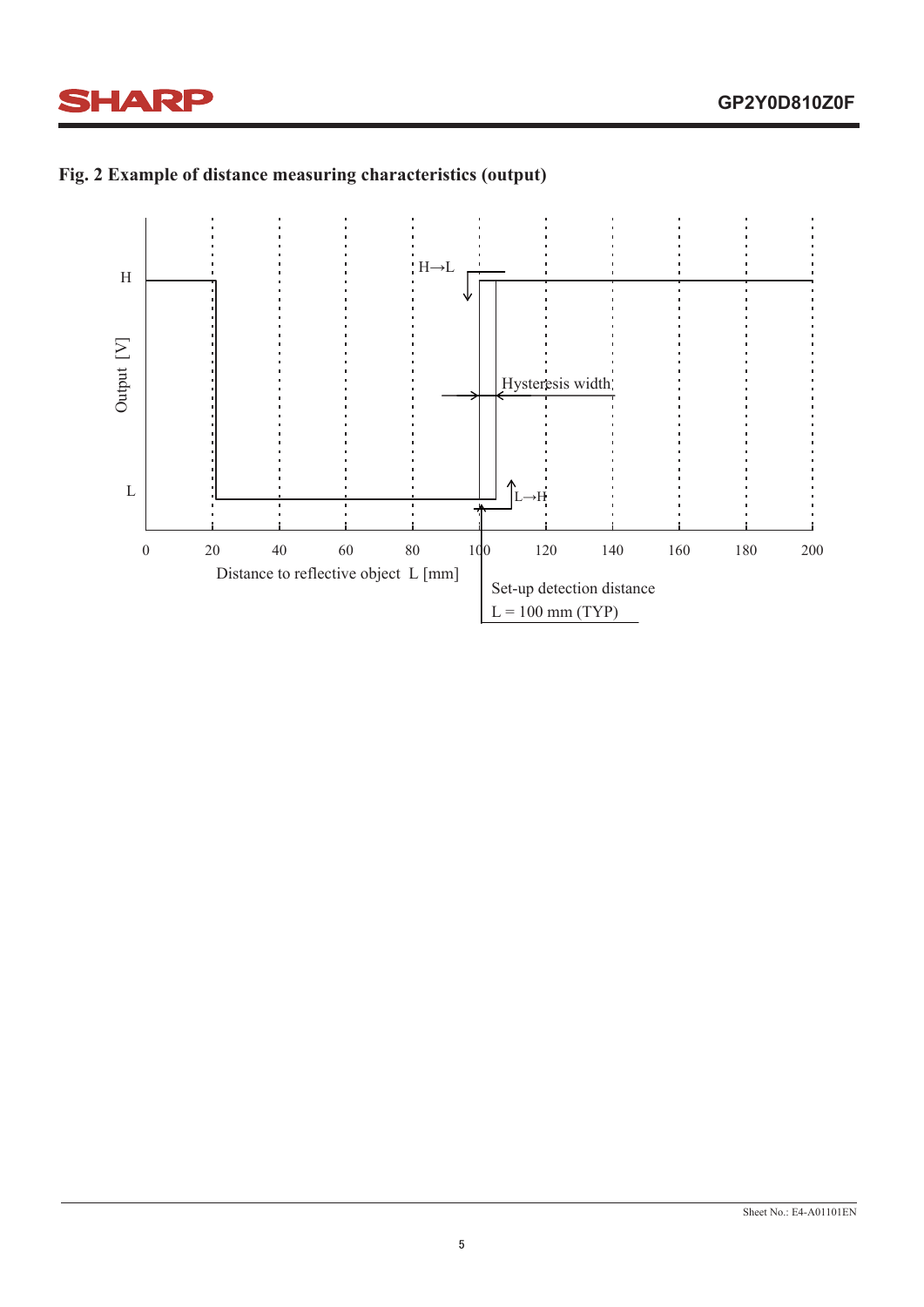**Fig. 2 Example of distance measuring characteristics (output)**

H

Output [V]

L

H→L

Hysteresis width

L→H

0 20 40 60 80 100 120 140 160 180 200

Distance to reflective object L [mm]

Set-up detection distance
L = 100 mm (TYP)

Sheet No.: E4-A01101EN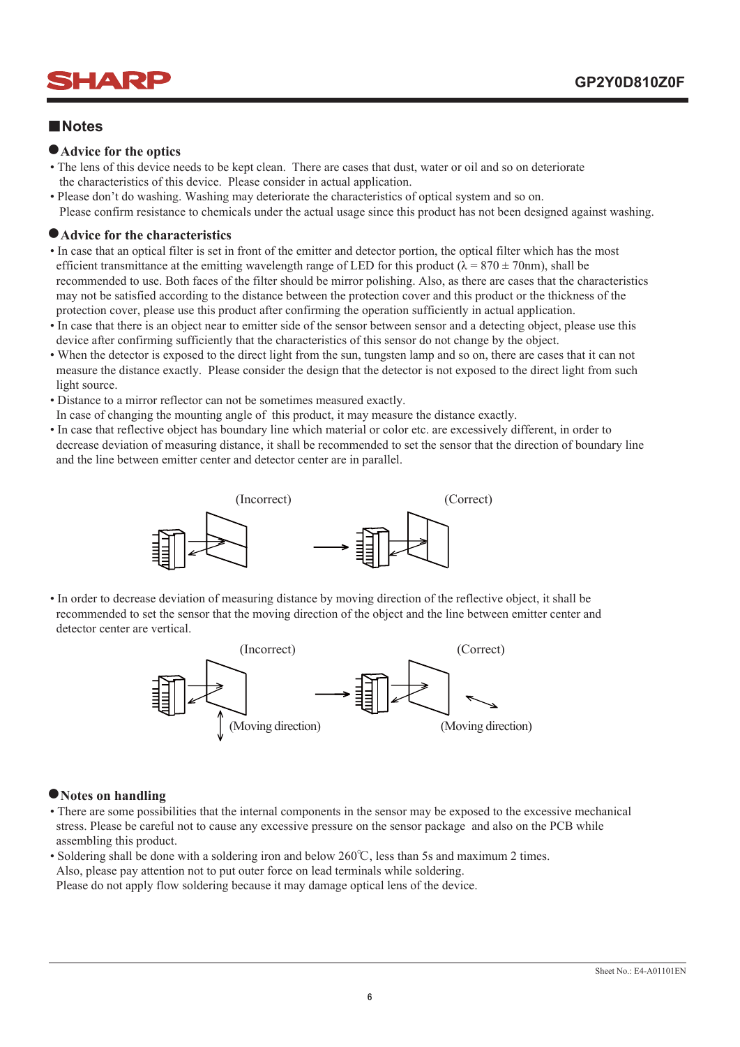## Notes

### Advice for the optics

- The lens of this device needs to be kept clean. There are cases that dust, water or oil and so on deteriorate the characteristics of this device. Please consider in actual application.
- Please don't do washing. Washing may deteriorate the characteristics of optical system and so on. Please confirm resistance to chemicals under the actual usage since this product has not been designed against washing.

### Advice for the characteristics

- In case that an optical filter is set in front of the emitter and detector portion, the optical filter which has the most efficient transmittance at the emitting wavelength range of LED for this product ($\lambda$ = 870 ± 70nm), shall be recommended to use. Both faces of the filter should be mirror polishing. Also, as there are cases that the characteristics may not be satisfied according to the distance between the protection cover and this product or the thickness of the protection cover, please use this product after confirming the operation sufficiently in actual application.
- In case that there is an object near to emitter side of the sensor between sensor and a detecting object, please use this device after confirming sufficiently that the characteristics of this sensor do not change by the object.
- When the detector is exposed to the direct light from the sun, tungsten lamp and so on, there are cases that it can not measure the distance exactly. Please consider the design that the detector is not exposed to the direct light from such light source.
- Distance to a mirror reflector can not be sometimes measured exactly. In case of changing the mounting angle of this product, it may measure the distance exactly.
- In case that reflective object has boundary line which material or color etc. are excessively different, in order to decrease deviation of measuring distance, it shall be recommended to set the sensor that the direction of boundary line and the line between emitter center and detector center are in parallel.

(Incorrect) (Correct)

- In order to decrease deviation of measuring distance by moving direction of the reflective object, it shall be recommended to set the sensor that the moving direction of the object and the line between emitter center and detector center are vertical.

(Incorrect) (Correct)

(Moving direction) (Moving direction)

### Notes on handling

- There are some possibilities that the internal components in the sensor may be exposed to the excessive mechanical stress. Please be careful not to cause any excessive pressure on the sensor package and also on the PCB while assembling this product.
- Soldering shall be done with a soldering iron and below 260℃, less than 5s and maximum 2 times. Also, please pay attention not to put outer force on lead terminals while soldering. Please do not apply flow soldering because it may damage optical lens of the device.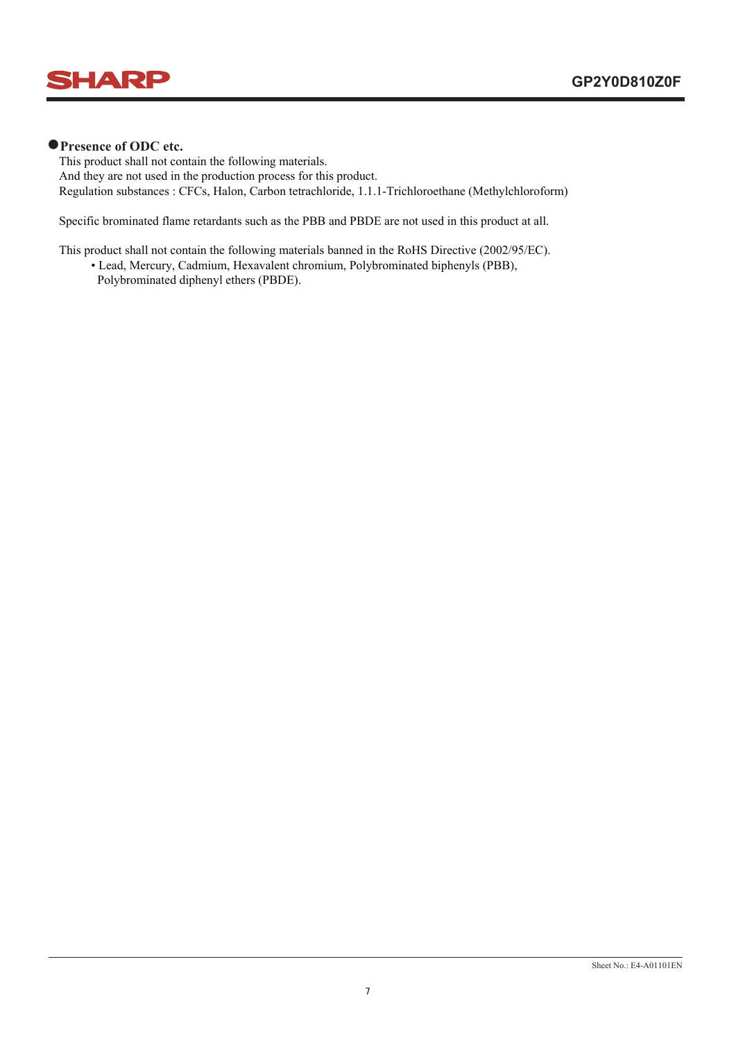## Presence of ODC etc.

This product shall not contain the following materials.
And they are not used in the production process for this product.
Regulation substances : CFCs, Halon, Carbon tetrachloride, 1.1.1-Trichloroethane (Methylchloroform)

Specific brominated flame retardants such as the PBB and PBDE are not used in this product at all.

This product shall not contain the following materials banned in the RoHS Directive (2002/95/EC).

- Lead, Mercury, Cadmium, Hexavalent chromium, Polybrominated biphenyls (PBB), Polybrominated diphenyl ethers (PBDE).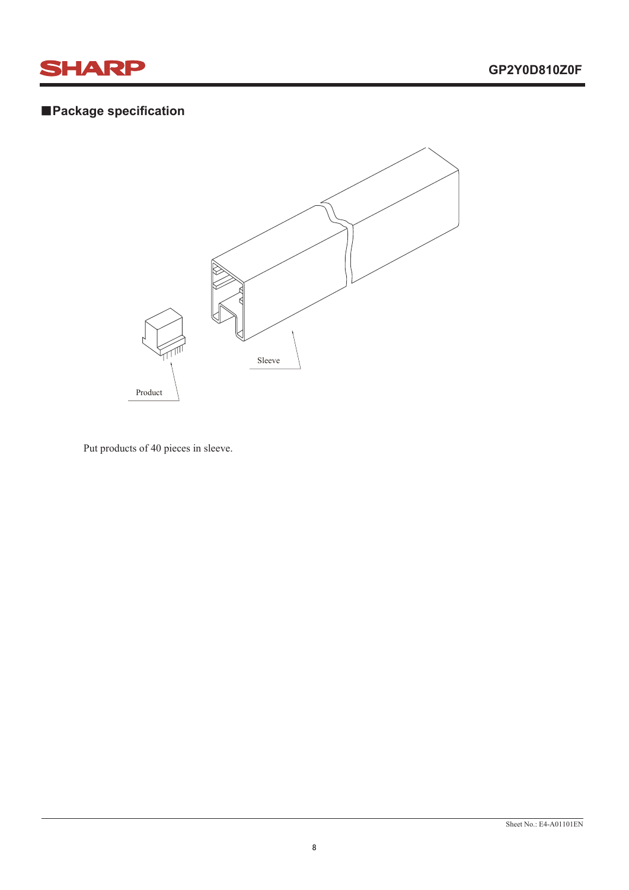## ■Package specification

Sleeve

Product

Put products of 40 pieces in sleeve.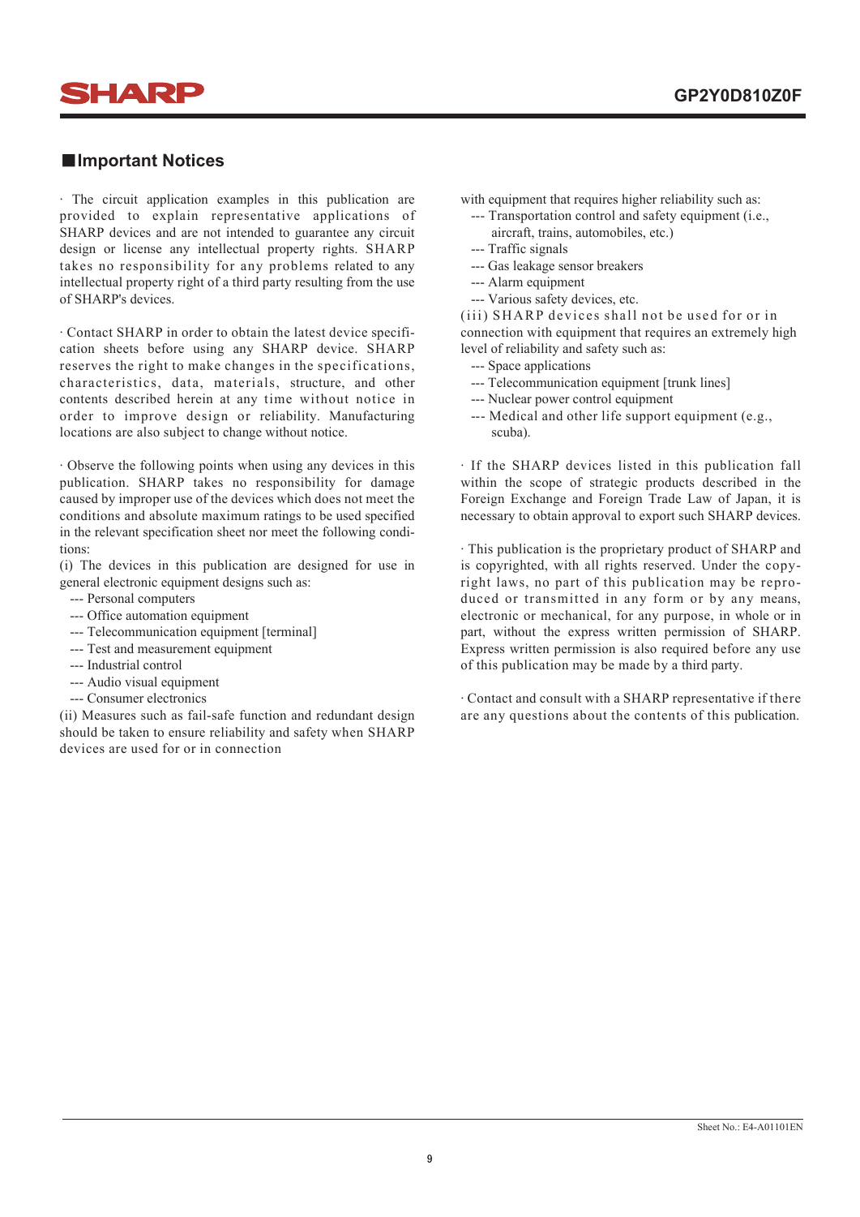## ■Important Notices

· The circuit application examples in this publication are provided to explain representative applications of SHARP devices and are not intended to guarantee any circuit design or license any intellectual property rights. SHARP takes no responsibility for any problems related to any intellectual property right of a third party resulting from the use of SHARP's devices.

· Contact SHARP in order to obtain the latest device specification sheets before using any SHARP device. SHARP reserves the right to make changes in the specifications, characteristics, data, materials, structure, and other contents described herein at any time without notice in order to improve design or reliability. Manufacturing locations are also subject to change without notice.

· Observe the following points when using any devices in this publication. SHARP takes no responsibility for damage caused by improper use of the devices which does not meet the conditions and absolute maximum ratings to be used specified in the relevant specification sheet nor meet the following conditions:

(i) The devices in this publication are designed for use in general electronic equipment designs such as:

--- Personal computers
--- Office automation equipment
--- Telecommunication equipment [terminal]
--- Test and measurement equipment
--- Industrial control
--- Audio visual equipment
--- Consumer electronics

(ii) Measures such as fail-safe function and redundant design should be taken to ensure reliability and safety when SHARP devices are used for or in connection with equipment that requires higher reliability such as:

--- Transportation control and safety equipment (i.e., aircraft, trains, automobiles, etc.)
--- Traffic signals
--- Gas leakage sensor breakers
--- Alarm equipment
--- Various safety devices, etc.

(iii) SHARP devices shall not be used for or in connection with equipment that requires an extremely high level of reliability and safety such as:

--- Space applications
--- Telecommunication equipment [trunk lines]
--- Nuclear power control equipment
--- Medical and other life support equipment (e.g., scuba).

· If the SHARP devices listed in this publication fall within the scope of strategic products described in the Foreign Exchange and Foreign Trade Law of Japan, it is necessary to obtain approval to export such SHARP devices.

· This publication is the proprietary product of SHARP and is copyrighted, with all rights reserved. Under the copyright laws, no part of this publication may be reproduced or transmitted in any form or by any means, electronic or mechanical, for any purpose, in whole or in part, without the express written permission of SHARP. Express written permission is also required before any use of this publication may be made by a third party.

· Contact and consult with a SHARP representative if there are any questions about the contents of this publication.